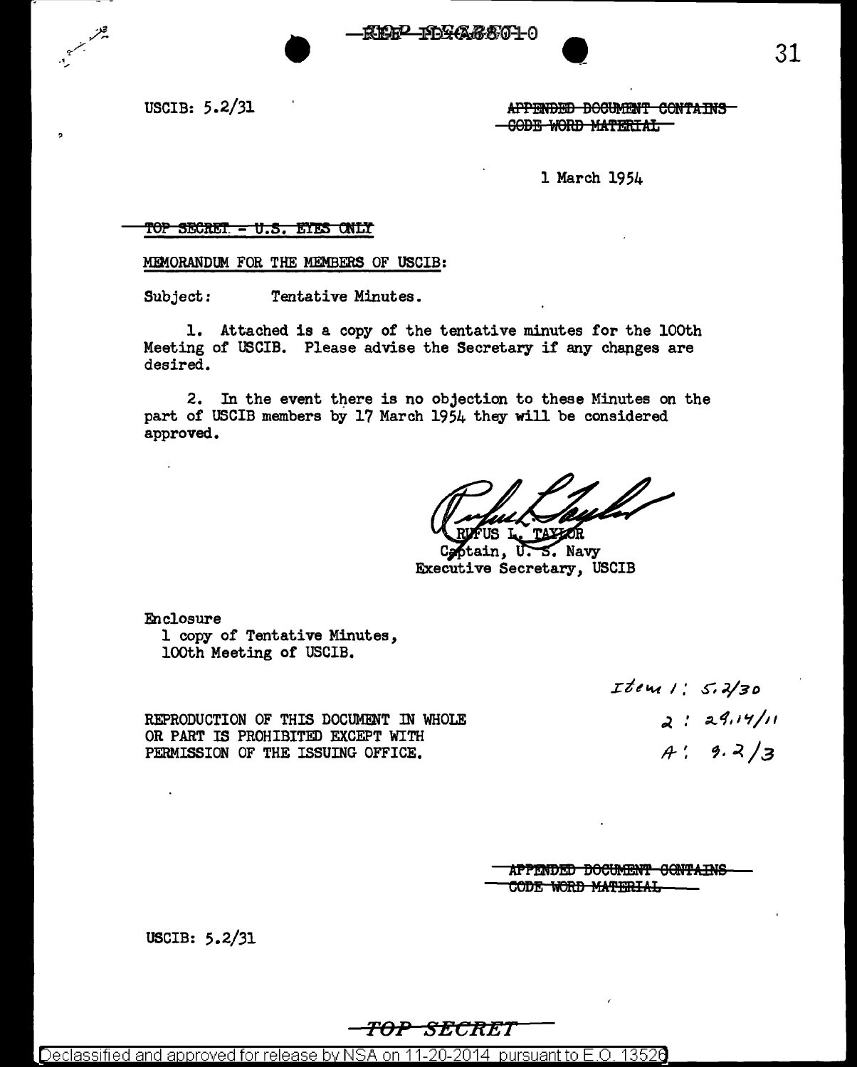USCIB: 5.2/31

~~APPENDED DOCUMENT CONTAINS CODE WORD MATERIAL~~

1 March 1954

~~TOP SECRET - U.S. EYES ONLY~~

MEMORANDUM FOR THE MEMBERS OF USCIB:

Subject: Tentative Minutes.

1. Attached is a copy of the tentative minutes for the 100th Meeting of USCIB. Please advise the Secretary if any changes are desired.

2. In the event there is no objection to these Minutes on the part of USCIB members by 17 March 1954 they will be considered approved.

RUFUS L. TAYLOR
Captain, U. S. Navy
Executive Secretary, USCIB

Enclosure
1 copy of Tentative Minutes,
100th Meeting of USCIB.

Item 1: 5.2/30
2: 29.14/11
4: 9.2/3

REPRODUCTION OF THIS DOCUMENT IN WHOLE OR PART IS PROHIBITED EXCEPT WITH PERMISSION OF THE ISSUING OFFICE.

~~APPENDED DOCUMENT CONTAINS CODE WORD MATERIAL~~

USCIB: 5.2/31

TOP SECRET

Declassified and approved for release by NSA on 11-20-2014 pursuant to E.O. 13526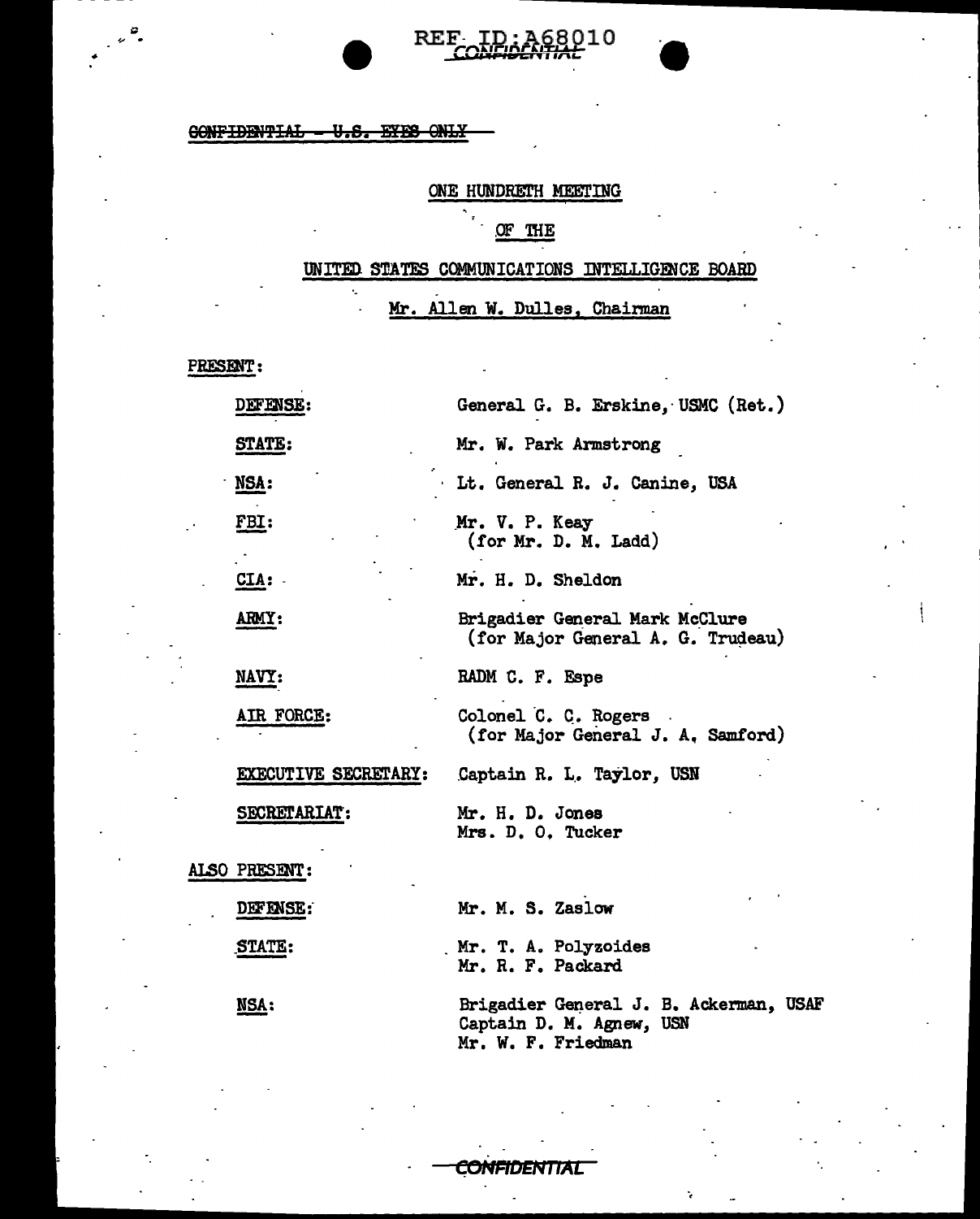REF ID:A68010

CONFIDENTIAL

~~CONFIDENTIAL - U.S. EYES ONLY~~

ONE HUNDRETH MEETING

OF THE

UNITED STATES COMMUNICATIONS INTELLIGENCE BOARD

Mr. Allen W. Dulles, Chairman

PRESENT:

| | |
|---|---|
| DEFENSE: | General G. B. Erskine, USMC (Ret.) |
| STATE: | Mr. W. Park Armstrong |
| NSA: | Lt. General R. J. Canine, USA |
| FBI: | Mr. V. P. Keay (for Mr. D. M. Ladd) |
| CIA: | Mr. H. D. Sheldon |
| ARMY: | Brigadier General Mark McClure (for Major General A. G. Trudeau) |
| NAVY: | RADM C. F. Espe |
| AIR FORCE: | Colonel C. C. Rogers (for Major General J. A. Samford) |
| EXECUTIVE SECRETARY: | Captain R. L. Taylor, USN |
| SECRETARIAT: | Mr. H. D. Jones<br>Mrs. D. O. Tucker |

ALSO PRESENT:

| | |
|---|---|
| DEFENSE: | Mr. M. S. Zaslow |
| STATE: | Mr. T. A. Polyzoides<br>Mr. R. F. Packard |
| NSA: | Brigadier General J. B. Ackerman, USAF<br>Captain D. M. Agnew, USN<br>Mr. W. F. Friedman |

CONFIDENTIAL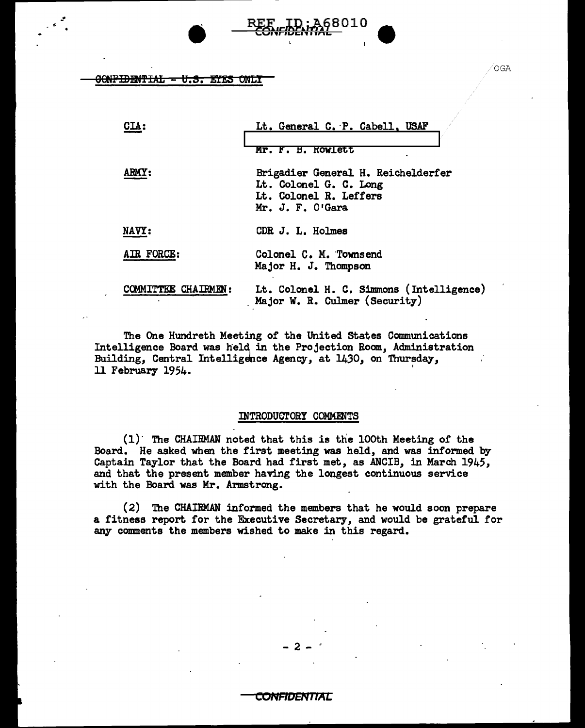CONFIDENTIAL - U.S. EYES ONLY

| | |
|---|---|
| CIA: | Lt. General C. P. Cabell, USAF |
| | Mr. F. B. Rowlett |
| ARMY: | Brigadier General H. Reichelderfer |
| | Lt. Colonel G. C. Long |
| | Lt. Colonel R. Leffers |
| | Mr. J. F. O'Gara |
| NAVY: | CDR J. L. Holmes |
| AIR FORCE: | Colonel C. M. Townsend |
| | Major H. J. Thompson |
| COMMITTEE CHAIRMEN: | Lt. Colonel H. C. Simmons (Intelligence) |
| | Major W. R. Culmer (Security) |

The One Hundreth Meeting of the United States Communications Intelligence Board was held in the Projection Room, Administration Building, Central Intelligence Agency, at 1430, on Thursday, 11 February 1954.

INTRODUCTORY COMMENTS

(1) The CHAIRMAN noted that this is the 100th Meeting of the Board. He asked when the first meeting was held, and was informed by Captain Taylor that the Board had first met, as ANCIB, in March 1945, and that the present member having the longest continuous service with the Board was Mr. Armstrong.

(2) The CHAIRMAN informed the members that he would soon prepare a fitness report for the Executive Secretary, and would be grateful for any comments the members wished to make in this regard.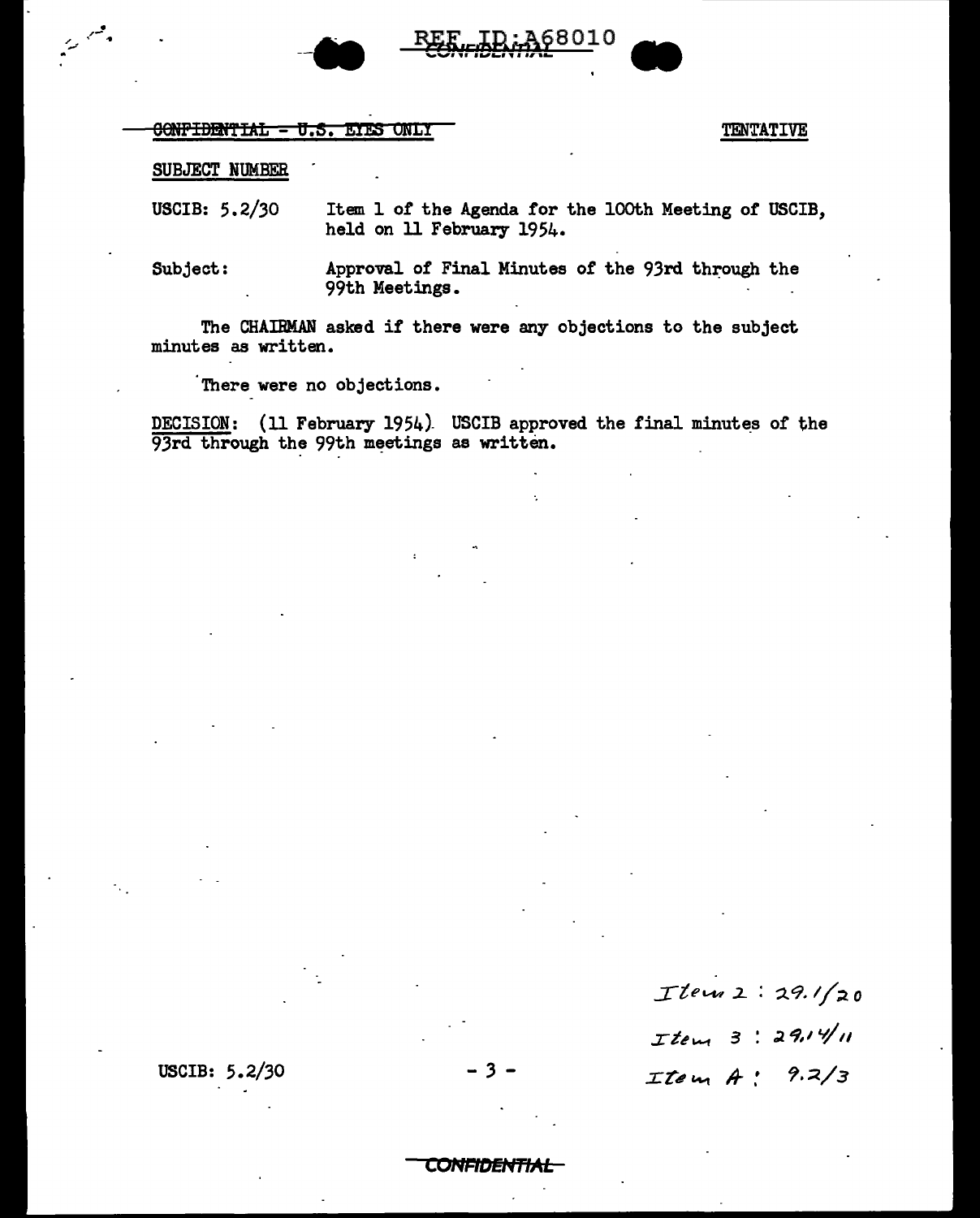CONFIDENTIAL - U.S. EYES ONLY

TENTATIVE

SUBJECT NUMBER

USCIB: 5.2/30 Item 1 of the Agenda for the 100th Meeting of USCIB, held on 11 February 1954.

Subject: Approval of Final Minutes of the 93rd through the 99th Meetings.

The CHAIRMAN asked if there were any objections to the subject minutes as written.

There were no objections.

DECISION: (11 February 1954) USCIB approved the final minutes of the 93rd through the 99th meetings as written.

Item 2 : 29.1/20
Item 3 : 29.14/11
Item A : 9.2/3

USCIB: 5.2/30

CONFIDENTIAL